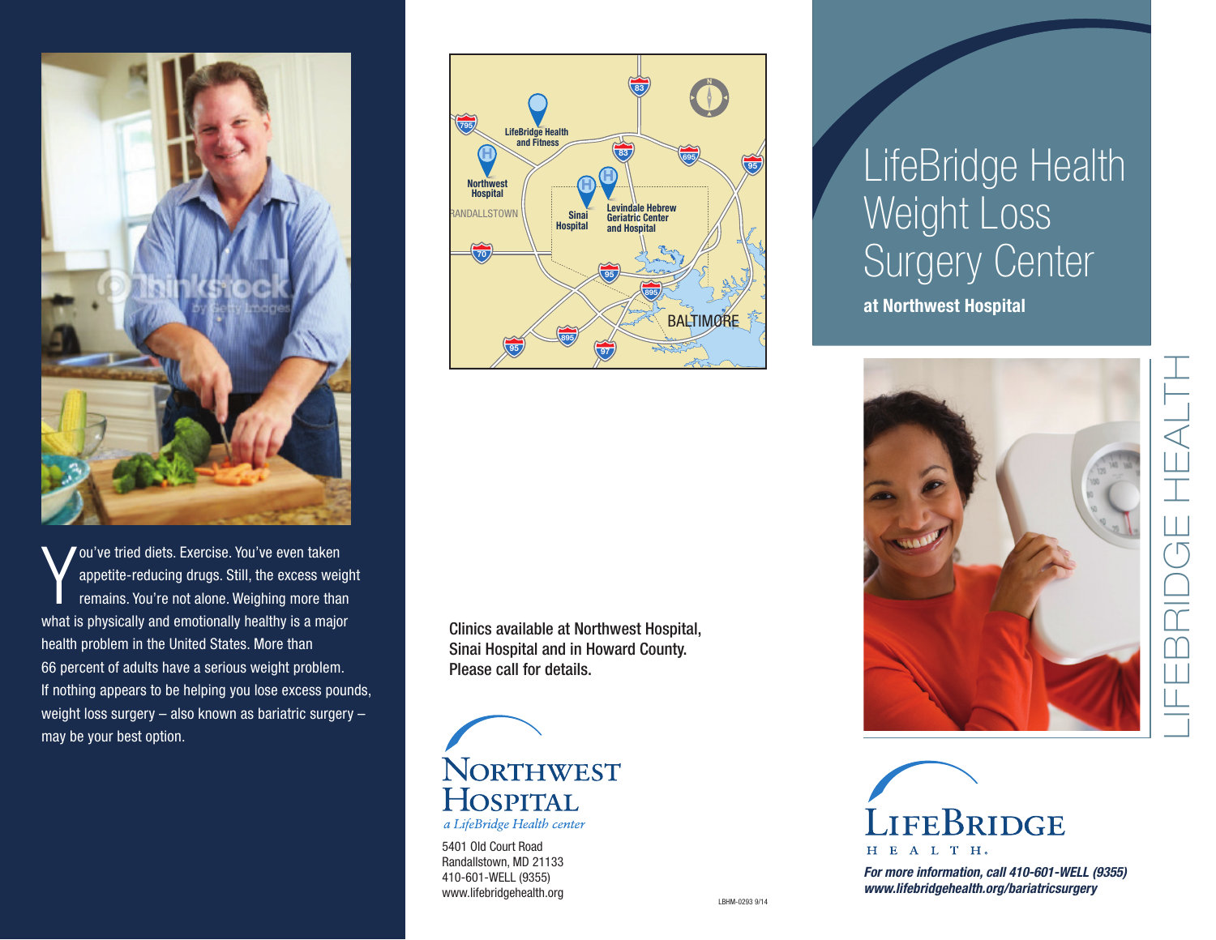You've tried diets. Exercise. You've even taken appetite-reducing drugs. Still, the excess weight remains. You're not alone. Weighing more than what is physically and emotionally healthy is a major health problem in the United States. More than 66 percent of adults have a serious weight problem. If nothing appears to be helping you lose excess pounds, weight loss surgery – also known as bariatric surgery – may be your best option.

Clinics available at Northwest Hospital, Sinai Hospital and in Howard County. Please call for details.

**Northwest Hospital**
*a LifeBridge Health center*

5401 Old Court Road
Randallstown, MD 21133
410-601-WELL (9355)
www.lifebridgehealth.org

LBHM-0293 9/14

# LifeBridge Health Weight Loss Surgery Center

**at Northwest Hospital**

LIFEBRIDGE HEALTH

**LifeBridge Health**

***For more information, call 410-601-WELL (9355)***
***www.lifebridgehealth.org/bariatricsurgery***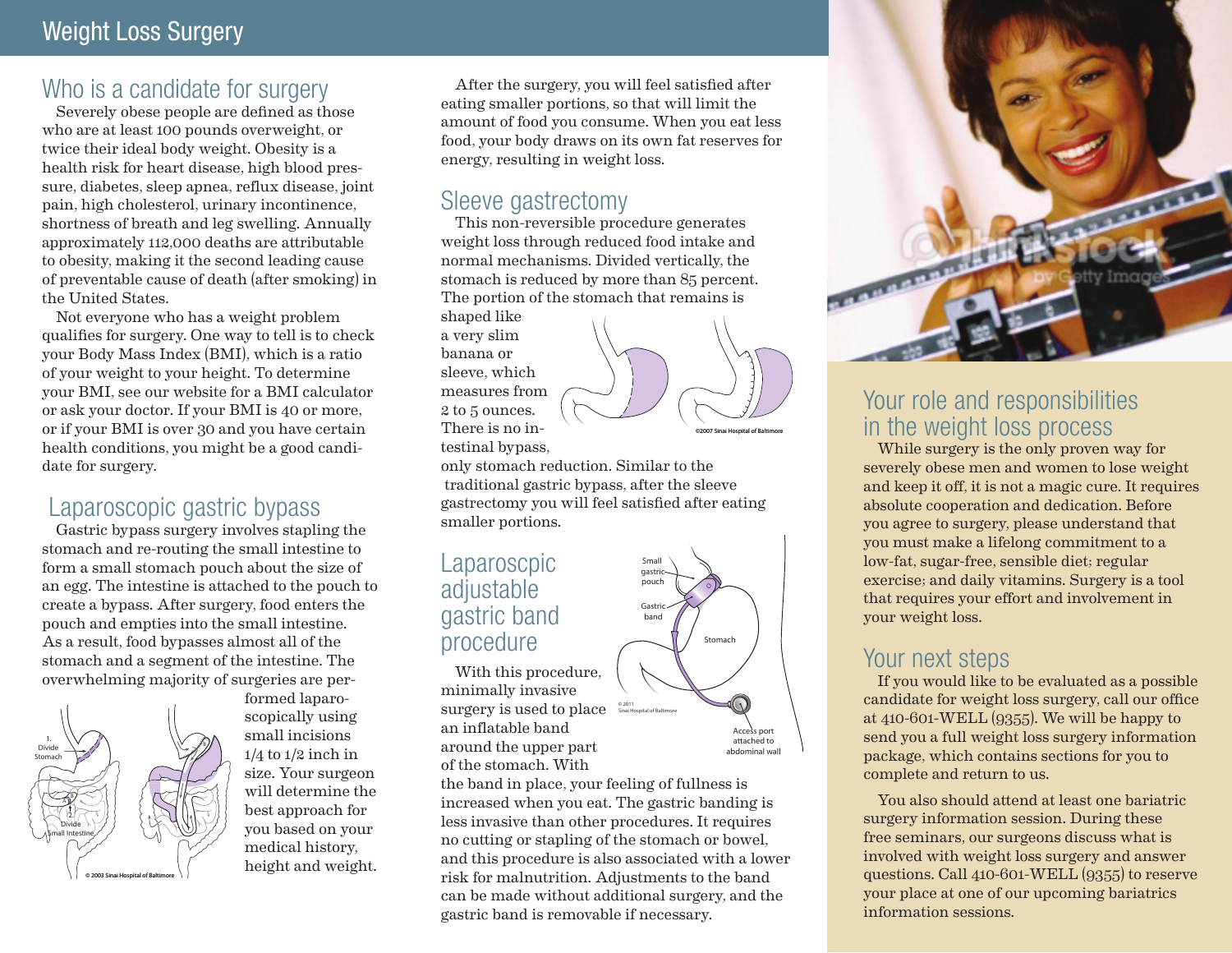# Weight Loss Surgery

## Who is a candidate for surgery

Severely obese people are defined as those who are at least 100 pounds overweight, or twice their ideal body weight. Obesity is a health risk for heart disease, high blood pressure, diabetes, sleep apnea, reflux disease, joint pain, high cholesterol, urinary incontinence, shortness of breath and leg swelling. Annually approximately 112,000 deaths are attributable to obesity, making it the second leading cause of preventable cause of death (after smoking) in the United States.

Not everyone who has a weight problem qualifies for surgery. One way to tell is to check your Body Mass Index (BMI), which is a ratio of your weight to your height. To determine your BMI, see our website for a BMI calculator or ask your doctor. If your BMI is 40 or more, or if your BMI is over 30 and you have certain health conditions, you might be a good candidate for surgery.

## Laparoscopic gastric bypass

Gastric bypass surgery involves stapling the stomach and re-routing the small intestine to form a small stomach pouch about the size of an egg. The intestine is attached to the pouch to create a bypass. After surgery, food enters the pouch and empties into the small intestine. As a result, food bypasses almost all of the stomach and a segment of the intestine. The overwhelming majority of surgeries are performed laparoscopically using small incisions 1/4 to 1/2 inch in size. Your surgeon will determine the best approach for you based on your medical history, height and weight.

1. Divide Stomach

2. Divide Small Intestine

© 2003 Sinai Hospital of Baltimore

After the surgery, you will feel satisfied after eating smaller portions, so that will limit the amount of food you consume. When you eat less food, your body draws on its own fat reserves for energy, resulting in weight loss.

## Sleeve gastrectomy

This non-reversible procedure generates weight loss through reduced food intake and normal mechanisms. Divided vertically, the stomach is reduced by more than 85 percent. The portion of the stomach that remains is shaped like a very slim banana or sleeve, which measures from 2 to 5 ounces. There is no intestinal bypass, only stomach reduction. Similar to the traditional gastric bypass, after the sleeve gastrectomy you will feel satisfied after eating smaller portions.

©2007 Sinai Hospital of Baltimore

## Laparoscpic adjustable gastric band procedure

With this procedure, minimally invasive surgery is used to place an inflatable band around the upper part of the stomach. With the band in place, your feeling of fullness is increased when you eat. The gastric banding is less invasive than other procedures. It requires no cutting or stapling of the stomach or bowel, and this procedure is also associated with a lower risk for malnutrition. Adjustments to the band can be made without additional surgery, and the gastric band is removable if necessary.

Small gastric pouch

Gastric band

Stomach

Access port attached to abdominal wall

© 2011 Sinai Hospital of Baltimore

## Your role and responsibilities in the weight loss process

While surgery is the only proven way for severely obese men and women to lose weight and keep it off, it is not a magic cure. It requires absolute cooperation and dedication. Before you agree to surgery, please understand that you must make a lifelong commitment to a low-fat, sugar-free, sensible diet; regular exercise; and daily vitamins. Surgery is a tool that requires your effort and involvement in your weight loss.

## Your next steps

If you would like to be evaluated as a possible candidate for weight loss surgery, call our office at 410-601-WELL (9355). We will be happy to send you a full weight loss surgery information package, which contains sections for you to complete and return to us.

You also should attend at least one bariatric surgery information session. During these free seminars, our surgeons discuss what is involved with weight loss surgery and answer questions. Call 410-601-WELL (9355) to reserve your place at one of our upcoming bariatrics information sessions.